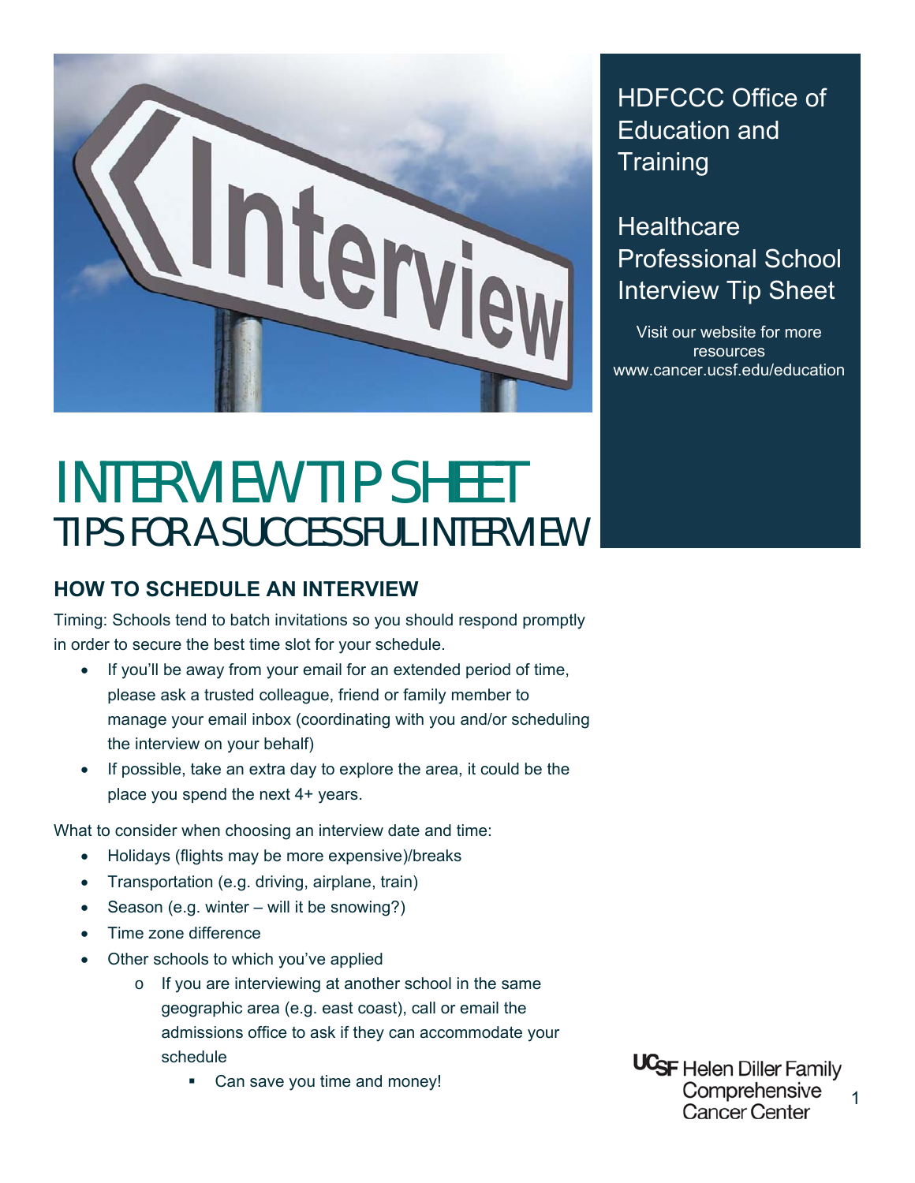HDFCCC Office of Education and Training

Healthcare Professional School Interview Tip Sheet

Visit our website for more resources
www.cancer.ucsf.edu/education

# INTERVIEW TIP SHEET

## TIPS FOR A SUCCESSFUL INTERVIEW

### HOW TO SCHEDULE AN INTERVIEW

Timing: Schools tend to batch invitations so you should respond promptly in order to secure the best time slot for your schedule.

- If you'll be away from your email for an extended period of time, please ask a trusted colleague, friend or family member to manage your email inbox (coordinating with you and/or scheduling the interview on your behalf)
- If possible, take an extra day to explore the area, it could be the place you spend the next 4+ years.

What to consider when choosing an interview date and time:

- Holidays (flights may be more expensive)/breaks
- Transportation (e.g. driving, airplane, train)
- Season (e.g. winter – will it be snowing?)
- Time zone difference
- Other schools to which you've applied
  - If you are interviewing at another school in the same geographic area (e.g. east coast), call or email the admissions office to ask if they can accommodate your schedule
    - Can save you time and money!

UCSF Helen Diller Family Comprehensive Cancer Center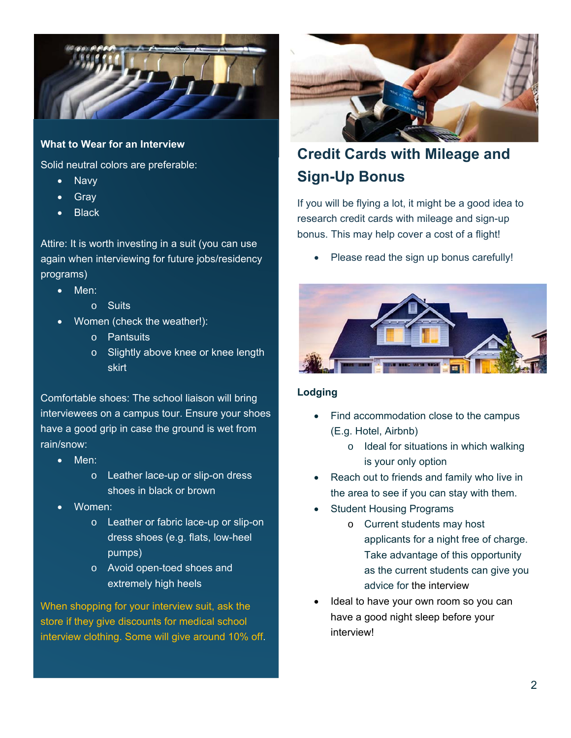**What to Wear for an Interview**

Solid neutral colors are preferable:

- Navy
- Gray
- Black

Attire: It is worth investing in a suit (you can use again when interviewing for future jobs/residency programs)

- Men:
    - Suits
- Women (check the weather!):
    - Pantsuits
    - Slightly above knee or knee length skirt

Comfortable shoes: The school liaison will bring interviewees on a campus tour. Ensure your shoes have a good grip in case the ground is wet from rain/snow:

- Men:
    - Leather lace-up or slip-on dress shoes in black or brown
- Women:
    - Leather or fabric lace-up or slip-on dress shoes (e.g. flats, low-heel pumps)
    - Avoid open-toed shoes and extremely high heels

When shopping for your interview suit, ask the store if they give discounts for medical school interview clothing. Some will give around 10% off.

## Credit Cards with Mileage and Sign-Up Bonus

If you will be flying a lot, it might be a good idea to research credit cards with mileage and sign-up bonus. This may help cover a cost of a flight!

- Please read the sign up bonus carefully!

**Lodging**

- Find accommodation close to the campus (E.g. Hotel, Airbnb)
    - Ideal for situations in which walking is your only option
- Reach out to friends and family who live in the area to see if you can stay with them.
- Student Housing Programs
    - Current students may host applicants for a night free of charge. Take advantage of this opportunity as the current students can give you advice for the interview
- Ideal to have your own room so you can have a good night sleep before your interview!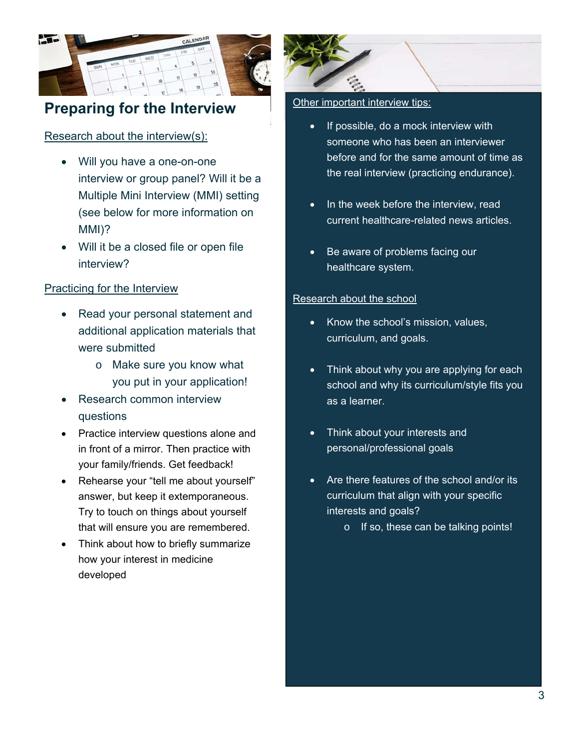## Preparing for the Interview

Research about the interview(s):

- Will you have a one-on-one interview or group panel? Will it be a Multiple Mini Interview (MMI) setting (see below for more information on MMI)?
- Will it be a closed file or open file interview?

Practicing for the Interview

- Read your personal statement and additional application materials that were submitted
    - Make sure you know what you put in your application!
- Research common interview questions
- Practice interview questions alone and in front of a mirror. Then practice with your family/friends. Get feedback!
- Rehearse your "tell me about yourself" answer, but keep it extemporaneous. Try to touch on things about yourself that will ensure you are remembered.
- Think about how to briefly summarize how your interest in medicine developed

Other important interview tips:

- If possible, do a mock interview with someone who has been an interviewer before and for the same amount of time as the real interview (practicing endurance).
- In the week before the interview, read current healthcare-related news articles.
- Be aware of problems facing our healthcare system.

Research about the school

- Know the school's mission, values, curriculum, and goals.
- Think about why you are applying for each school and why its curriculum/style fits you as a learner.
- Think about your interests and personal/professional goals
- Are there features of the school and/or its curriculum that align with your specific interests and goals?
    - If so, these can be talking points!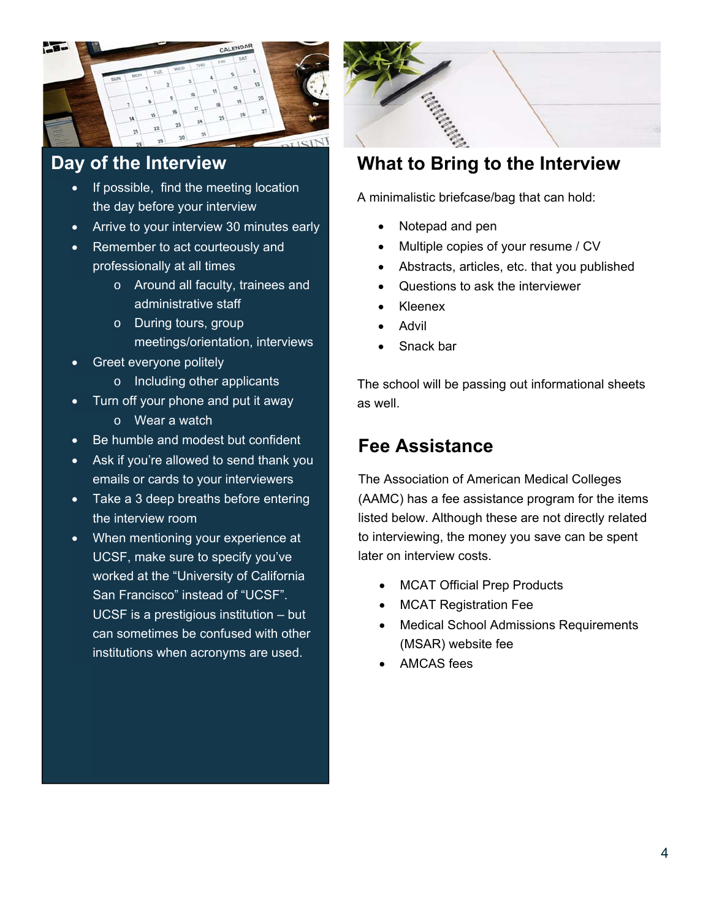## Day of the Interview

- If possible, find the meeting location the day before your interview
- Arrive to your interview 30 minutes early
- Remember to act courteously and professionally at all times
    - Around all faculty, trainees and administrative staff
    - During tours, group meetings/orientation, interviews
- Greet everyone politely
    - Including other applicants
- Turn off your phone and put it away
    - Wear a watch
- Be humble and modest but confident
- Ask if you're allowed to send thank you emails or cards to your interviewers
- Take a 3 deep breaths before entering the interview room
- When mentioning your experience at UCSF, make sure to specify you've worked at the "University of California San Francisco" instead of "UCSF". UCSF is a prestigious institution – but can sometimes be confused with other institutions when acronyms are used.

## What to Bring to the Interview

A minimalistic briefcase/bag that can hold:

- Notepad and pen
- Multiple copies of your resume / CV
- Abstracts, articles, etc. that you published
- Questions to ask the interviewer
- Kleenex
- Advil
- Snack bar

The school will be passing out informational sheets as well.

## Fee Assistance

The Association of American Medical Colleges (AAMC) has a fee assistance program for the items listed below. Although these are not directly related to interviewing, the money you save can be spent later on interview costs.

- MCAT Official Prep Products
- MCAT Registration Fee
- Medical School Admissions Requirements (MSAR) website fee
- AMCAS fees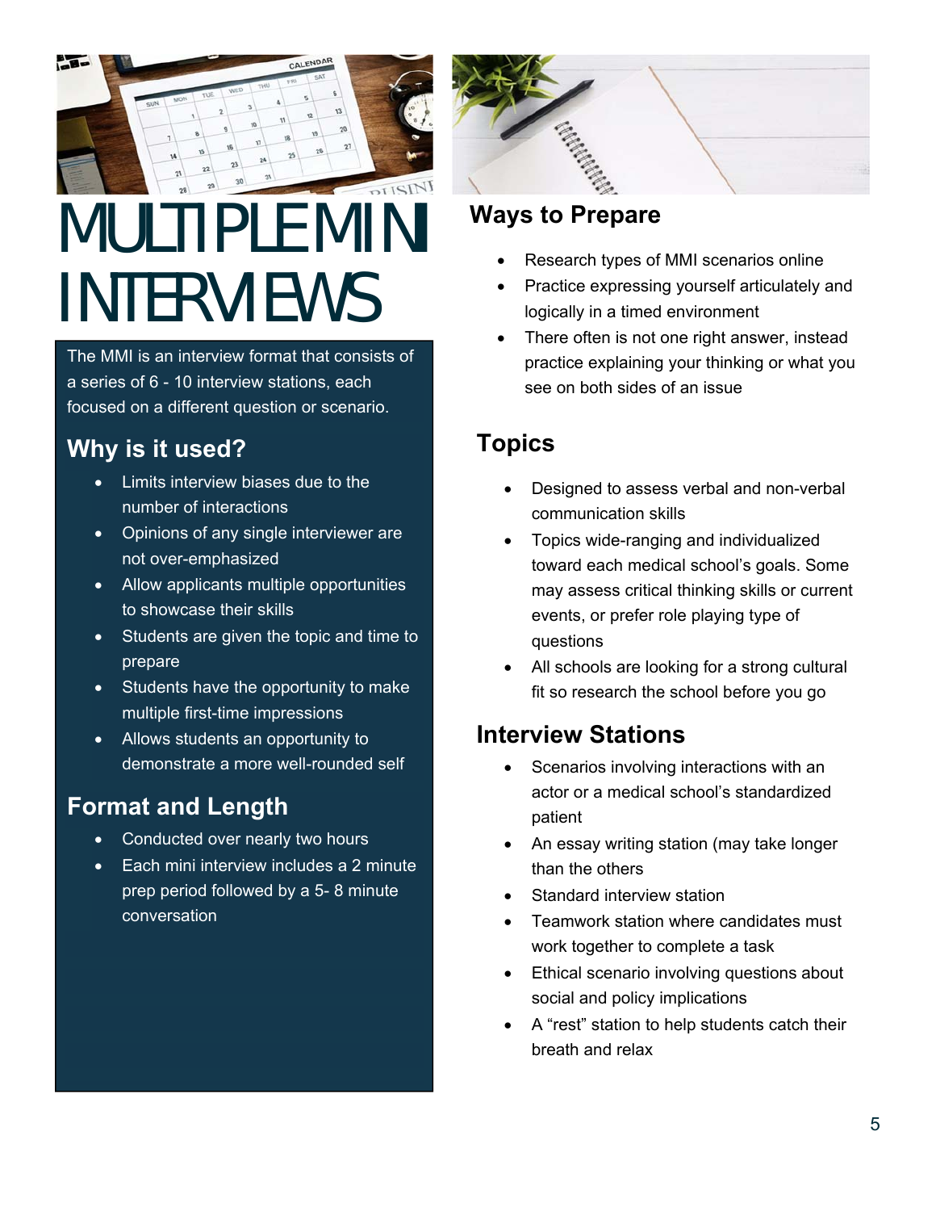# MULTIPLE MINI INTERVIEWS

The MMI is an interview format that consists of a series of 6 - 10 interview stations, each focused on a different question or scenario.

## Why is it used?

- Limits interview biases due to the number of interactions
- Opinions of any single interviewer are not over-emphasized
- Allow applicants multiple opportunities to showcase their skills
- Students are given the topic and time to prepare
- Students have the opportunity to make multiple first-time impressions
- Allows students an opportunity to demonstrate a more well-rounded self

## Format and Length

- Conducted over nearly two hours
- Each mini interview includes a 2 minute prep period followed by a 5- 8 minute conversation

## Ways to Prepare

- Research types of MMI scenarios online
- Practice expressing yourself articulately and logically in a timed environment
- There often is not one right answer, instead practice explaining your thinking or what you see on both sides of an issue

## Topics

- Designed to assess verbal and non-verbal communication skills
- Topics wide-ranging and individualized toward each medical school's goals. Some may assess critical thinking skills or current events, or prefer role playing type of questions
- All schools are looking for a strong cultural fit so research the school before you go

## Interview Stations

- Scenarios involving interactions with an actor or a medical school's standardized patient
- An essay writing station (may take longer than the others
- Standard interview station
- Teamwork station where candidates must work together to complete a task
- Ethical scenario involving questions about social and policy implications
- A "rest" station to help students catch their breath and relax